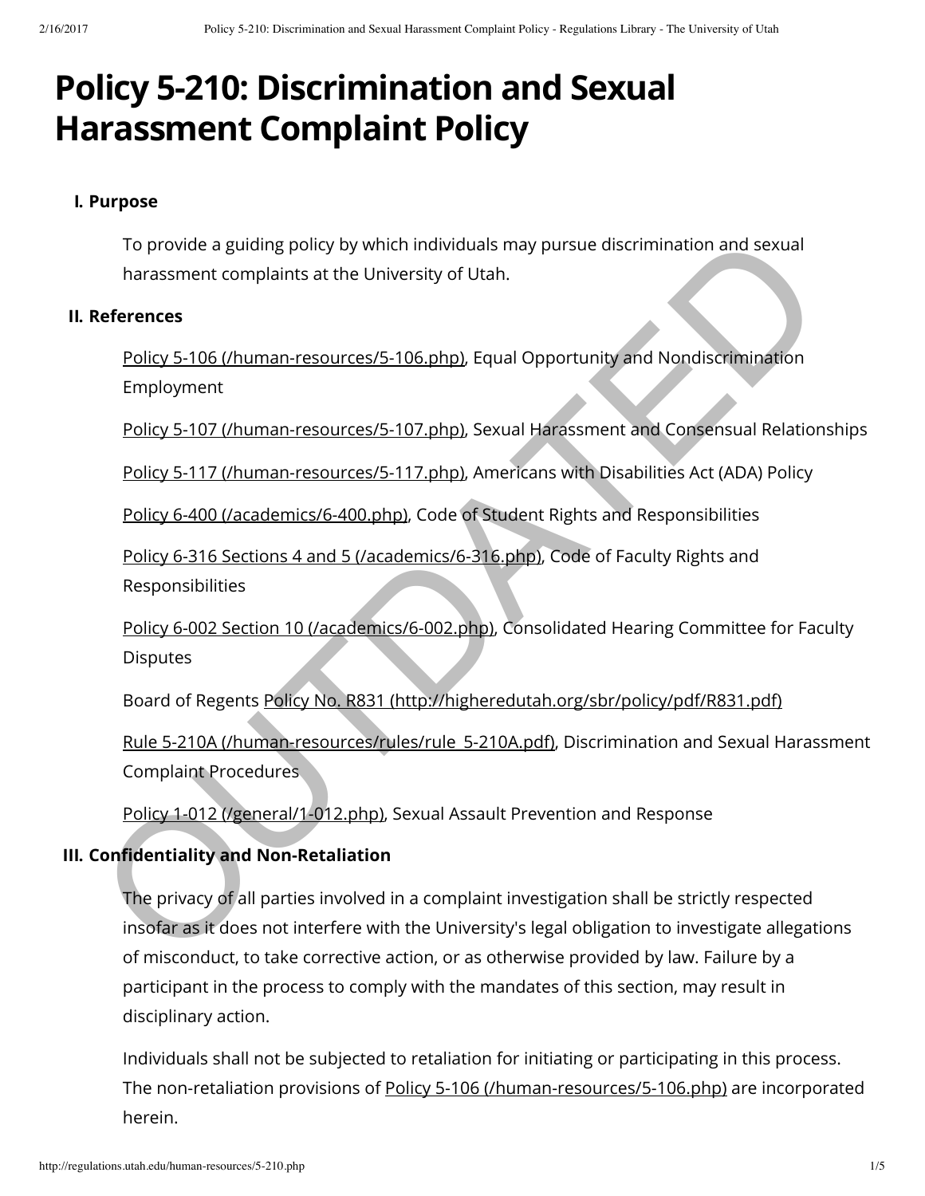# Policy 5-210: Discrimination and Sexual Harassment Complaint Policy

## I. Purpose

To provide a guiding policy by which individuals may pursue discrimination and sexual harassment complaints at the University of Utah.

## II. References

Policy 5-106 (/human-resources/5-106.php), Equal Opportunity and Nondiscrimination Employment

Policy 5-107 (/human-resources/5-107.php), Sexual Harassment and Consensual Relationships

Policy 5-117 (/human-resources/5-117.php), Americans with Disabilities Act (ADA) Policy

Policy 6-400 (/academics/6-400.php), Code of Student Rights and Responsibilities

Policy 6-316 Sections 4 and 5 (/academics/6-316.php), Code of Faculty Rights and Responsibilities

Policy 6-002 Section 10 (/academics/6-002.php), Consolidated Hearing Committee for Faculty Disputes

Board of Regents Policy No. R831 (http://higheredutah.org/sbr/policy/pdf/R831.pdf)

Rule 5-210A (/human-resources/rules/rule_5-210A.pdf), Discrimination and Sexual Harassment Complaint Procedures

Policy 1-012 (/general/1-012.php), Sexual Assault Prevention and Response

## III. Confidentiality and Non-Retaliation

The privacy of all parties involved in a complaint investigation shall be strictly respected insofar as it does not interfere with the University's legal obligation to investigate allegations of misconduct, to take corrective action, or as otherwise provided by law. Failure by a participant in the process to comply with the mandates of this section, may result in disciplinary action.

Individuals shall not be subjected to retaliation for initiating or participating in this process. The non-retaliation provisions of Policy 5-106 (/human-resources/5-106.php) are incorporated herein.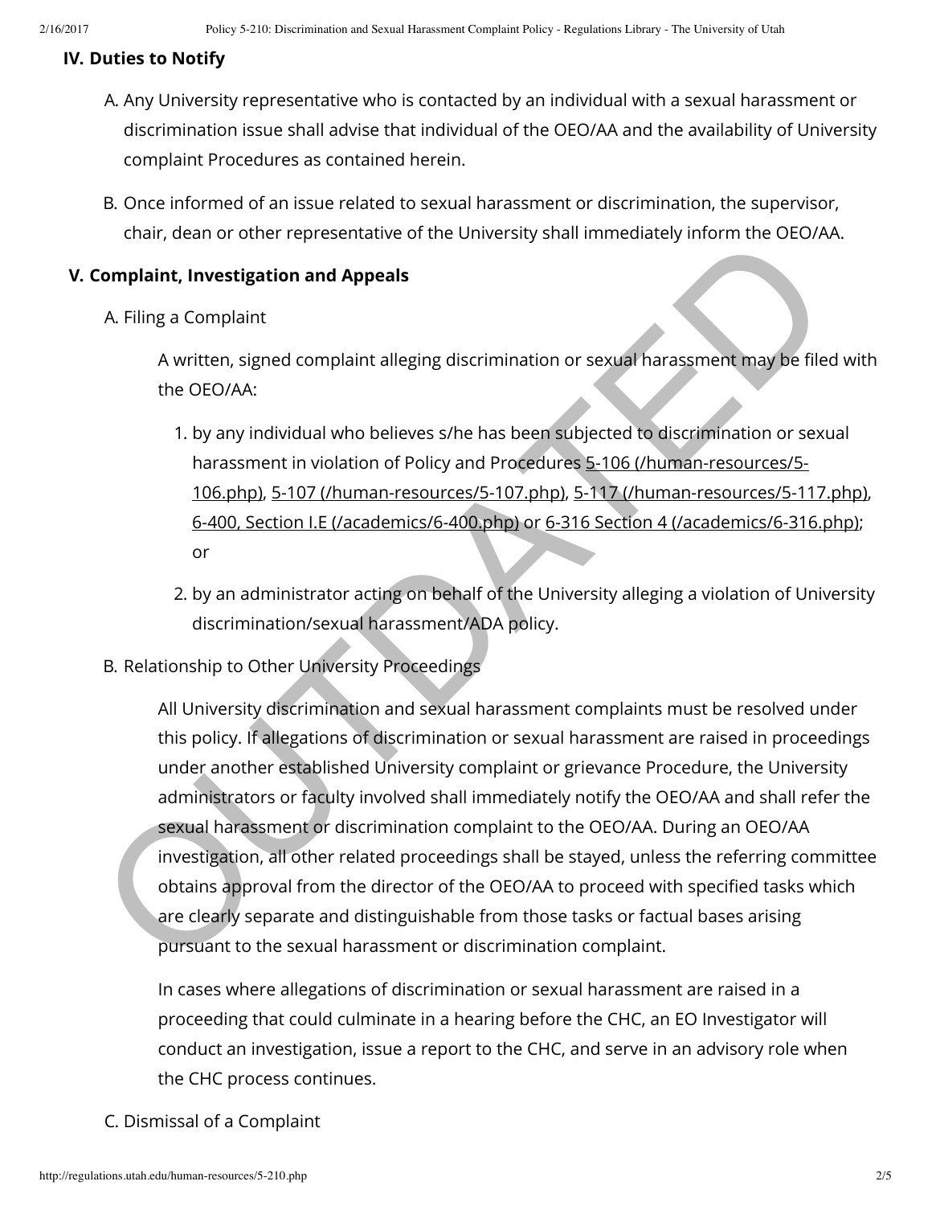## IV. Duties to Notify

A. Any University representative who is contacted by an individual with a sexual harassment or discrimination issue shall advise that individual of the OEO/AA and the availability of University complaint Procedures as contained herein.

B. Once informed of an issue related to sexual harassment or discrimination, the supervisor, chair, dean or other representative of the University shall immediately inform the OEO/AA.

## V. Complaint, Investigation and Appeals

A. Filing a Complaint

A written, signed complaint alleging discrimination or sexual harassment may be filed with the OEO/AA:

1. by any individual who believes s/he has been subjected to discrimination or sexual harassment in violation of Policy and Procedures 5-106 (/human-resources/5-106.php), 5-107 (/human-resources/5-107.php), 5-117 (/human-resources/5-117.php), 6-400, Section I.E (/academics/6-400.php) or 6-316 Section 4 (/academics/6-316.php); or
2. by an administrator acting on behalf of the University alleging a violation of University discrimination/sexual harassment/ADA policy.

B. Relationship to Other University Proceedings

All University discrimination and sexual harassment complaints must be resolved under this policy. If allegations of discrimination or sexual harassment are raised in proceedings under another established University complaint or grievance Procedure, the University administrators or faculty involved shall immediately notify the OEO/AA and shall refer the sexual harassment or discrimination complaint to the OEO/AA. During an OEO/AA investigation, all other related proceedings shall be stayed, unless the referring committee obtains approval from the director of the OEO/AA to proceed with specified tasks which are clearly separate and distinguishable from those tasks or factual bases arising pursuant to the sexual harassment or discrimination complaint.

In cases where allegations of discrimination or sexual harassment are raised in a proceeding that could culminate in a hearing before the CHC, an EO Investigator will conduct an investigation, issue a report to the CHC, and serve in an advisory role when the CHC process continues.

C. Dismissal of a Complaint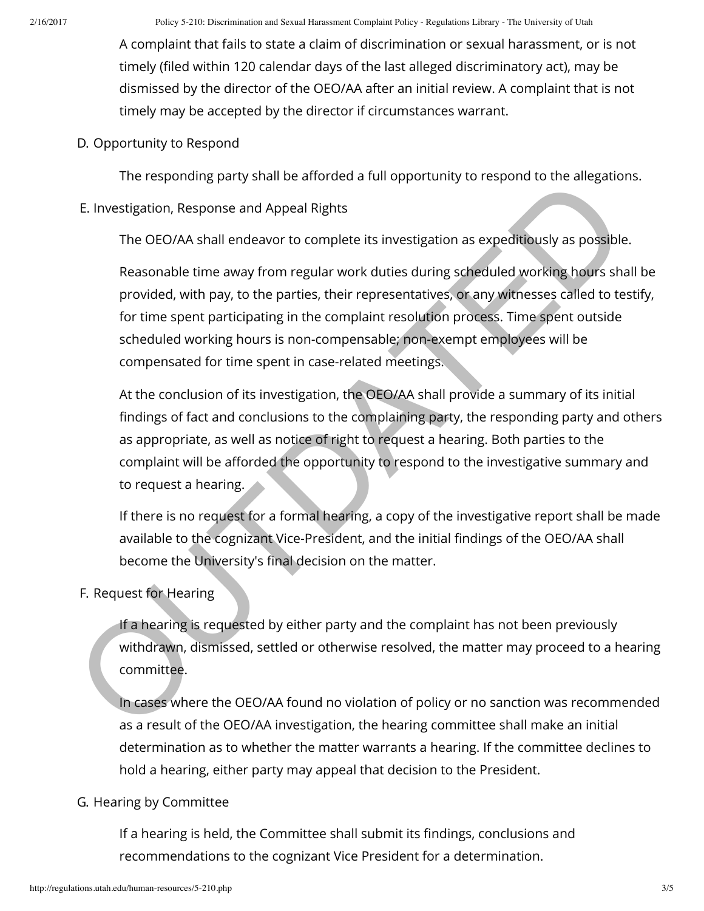A complaint that fails to state a claim of discrimination or sexual harassment, or is not timely (filed within 120 calendar days of the last alleged discriminatory act), may be dismissed by the director of the OEO/AA after an initial review. A complaint that is not timely may be accepted by the director if circumstances warrant.

D. Opportunity to Respond

The responding party shall be afforded a full opportunity to respond to the allegations.

E. Investigation, Response and Appeal Rights

The OEO/AA shall endeavor to complete its investigation as expeditiously as possible.

Reasonable time away from regular work duties during scheduled working hours shall be provided, with pay, to the parties, their representatives, or any witnesses called to testify, for time spent participating in the complaint resolution process. Time spent outside scheduled working hours is non-compensable; non-exempt employees will be compensated for time spent in case-related meetings.

At the conclusion of its investigation, the OEO/AA shall provide a summary of its initial findings of fact and conclusions to the complaining party, the responding party and others as appropriate, as well as notice of right to request a hearing. Both parties to the complaint will be afforded the opportunity to respond to the investigative summary and to request a hearing.

If there is no request for a formal hearing, a copy of the investigative report shall be made available to the cognizant Vice-President, and the initial findings of the OEO/AA shall become the University's final decision on the matter.

F. Request for Hearing

If a hearing is requested by either party and the complaint has not been previously withdrawn, dismissed, settled or otherwise resolved, the matter may proceed to a hearing committee.

In cases where the OEO/AA found no violation of policy or no sanction was recommended as a result of the OEO/AA investigation, the hearing committee shall make an initial determination as to whether the matter warrants a hearing. If the committee declines to hold a hearing, either party may appeal that decision to the President.

G. Hearing by Committee

If a hearing is held, the Committee shall submit its findings, conclusions and recommendations to the cognizant Vice President for a determination.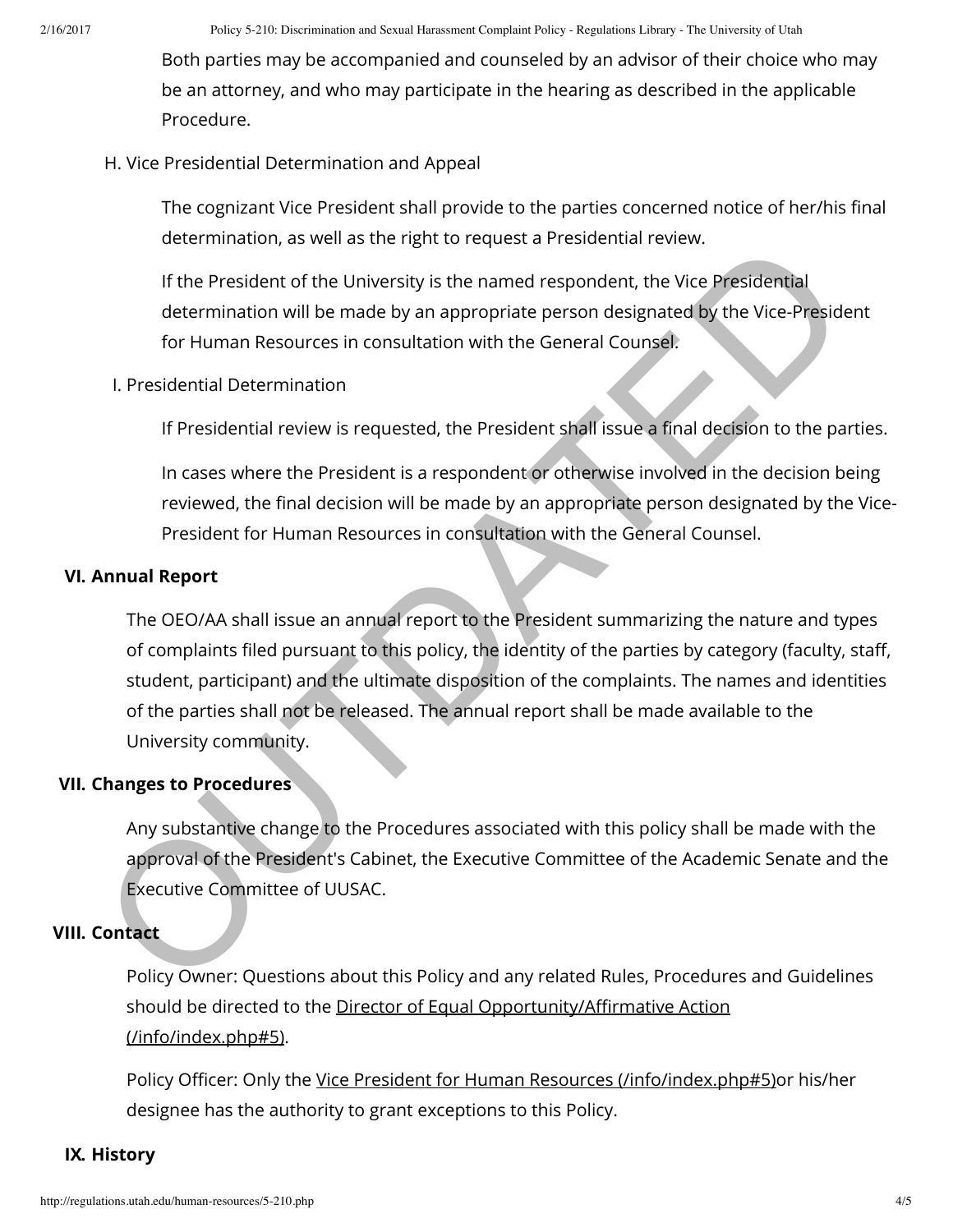Both parties may be accompanied and counseled by an advisor of their choice who may be an attorney, and who may participate in the hearing as described in the applicable Procedure.

H. Vice Presidential Determination and Appeal

The cognizant Vice President shall provide to the parties concerned notice of her/his final determination, as well as the right to request a Presidential review.

If the President of the University is the named respondent, the Vice Presidential determination will be made by an appropriate person designated by the Vice-President for Human Resources in consultation with the General Counsel.

I. Presidential Determination

If Presidential review is requested, the President shall issue a final decision to the parties.

In cases where the President is a respondent or otherwise involved in the decision being reviewed, the final decision will be made by an appropriate person designated by the Vice-President for Human Resources in consultation with the General Counsel.

## VI. Annual Report

The OEO/AA shall issue an annual report to the President summarizing the nature and types of complaints filed pursuant to this policy, the identity of the parties by category (faculty, staff, student, participant) and the ultimate disposition of the complaints. The names and identities of the parties shall not be released. The annual report shall be made available to the University community.

## VII. Changes to Procedures

Any substantive change to the Procedures associated with this policy shall be made with the approval of the President's Cabinet, the Executive Committee of the Academic Senate and the Executive Committee of UUSAC.

## VIII. Contact

Policy Owner: Questions about this Policy and any related Rules, Procedures and Guidelines should be directed to the Director of Equal Opportunity/Affirmative Action (/info/index.php#5).

Policy Officer: Only the Vice President for Human Resources (/info/index.php#5)or his/her designee has the authority to grant exceptions to this Policy.

## IX. History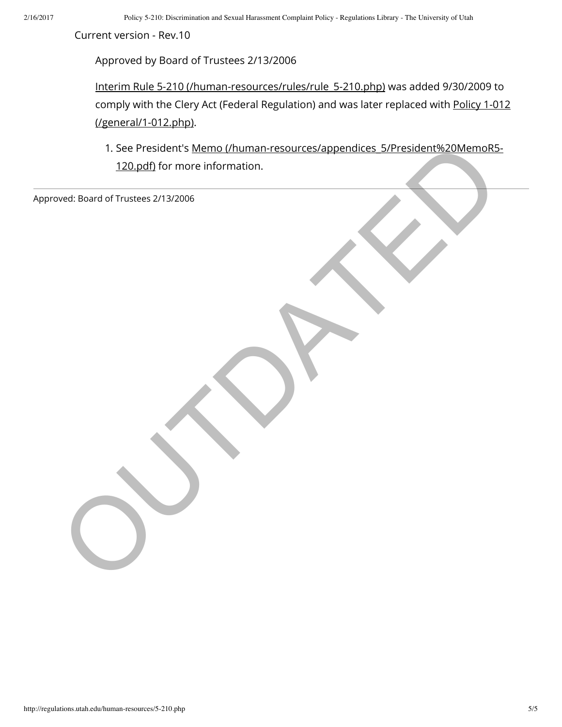Current version - Rev.10

Approved by Board of Trustees 2/13/2006

Interim Rule 5-210 (/human-resources/rules/rule_5-210.php) was added 9/30/2009 to comply with the Clery Act (Federal Regulation) and was later replaced with Policy 1-012 (/general/1-012.php).

1. See President's Memo (/human-resources/appendices_5/President%20MemoR5-120.pdf) for more information.

---

Approved: Board of Trustees 2/13/2006

OUTDATED